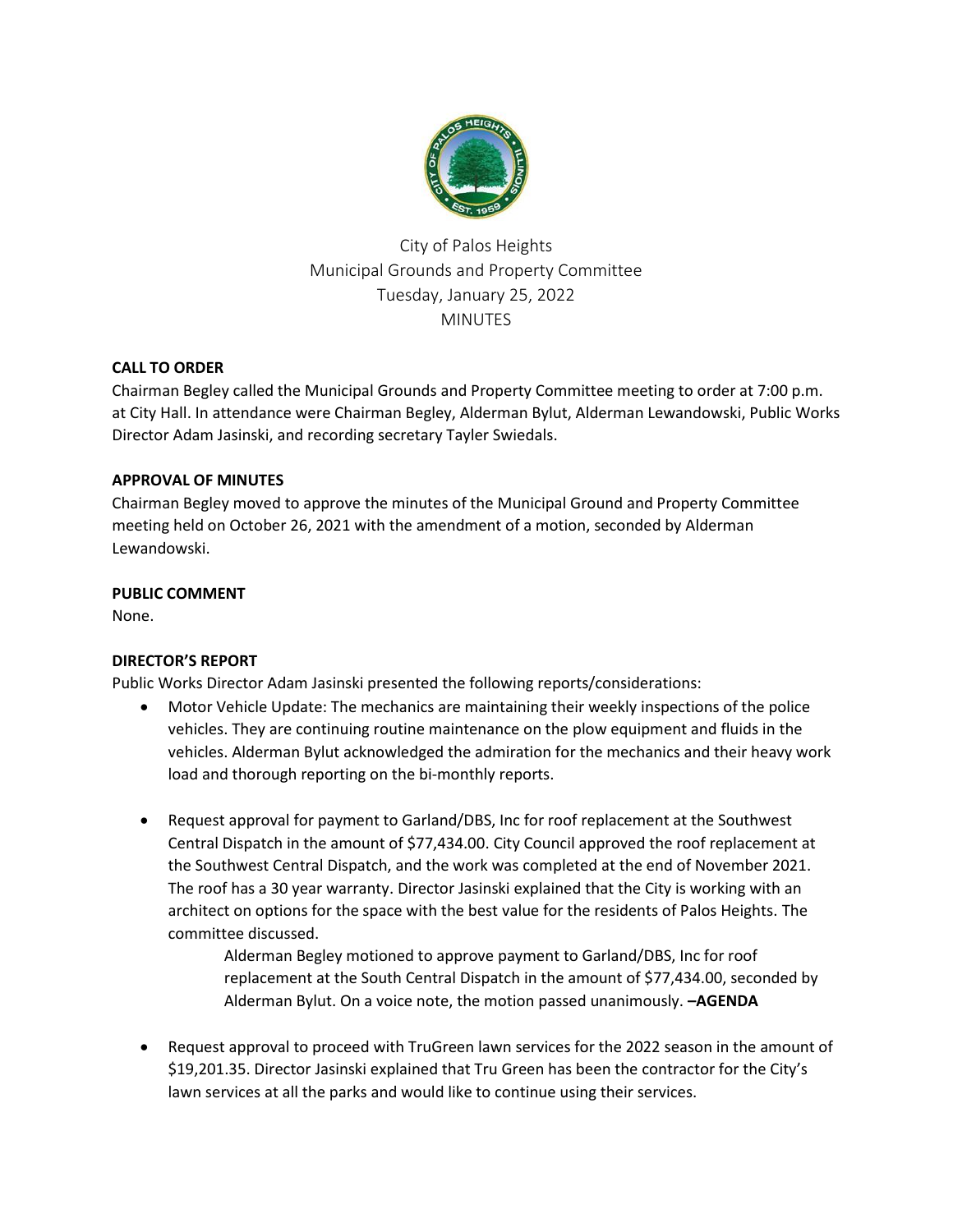City of Palos Heights
Municipal Grounds and Property Committee
Tuesday, January 25, 2022
MINUTES

**CALL TO ORDER**

Chairman Begley called the Municipal Grounds and Property Committee meeting to order at 7:00 p.m. at City Hall. In attendance were Chairman Begley, Alderman Bylut, Alderman Lewandowski, Public Works Director Adam Jasinski, and recording secretary Tayler Swiedals.

**APPROVAL OF MINUTES**

Chairman Begley moved to approve the minutes of the Municipal Ground and Property Committee meeting held on October 26, 2021 with the amendment of a motion, seconded by Alderman Lewandowski.

**PUBLIC COMMENT**

None.

**DIRECTOR'S REPORT**

Public Works Director Adam Jasinski presented the following reports/considerations:

- Motor Vehicle Update: The mechanics are maintaining their weekly inspections of the police vehicles. They are continuing routine maintenance on the plow equipment and fluids in the vehicles. Alderman Bylut acknowledged the admiration for the mechanics and their heavy work load and thorough reporting on the bi-monthly reports.

- Request approval for payment to Garland/DBS, Inc for roof replacement at the Southwest Central Dispatch in the amount of $77,434.00. City Council approved the roof replacement at the Southwest Central Dispatch, and the work was completed at the end of November 2021. The roof has a 30 year warranty. Director Jasinski explained that the City is working with an architect on options for the space with the best value for the residents of Palos Heights. The committee discussed.

  Alderman Begley motioned to approve payment to Garland/DBS, Inc for roof replacement at the South Central Dispatch in the amount of $77,434.00, seconded by Alderman Bylut. On a voice note, the motion passed unanimously. **–AGENDA**

- Request approval to proceed with TruGreen lawn services for the 2022 season in the amount of $19,201.35. Director Jasinski explained that Tru Green has been the contractor for the City's lawn services at all the parks and would like to continue using their services.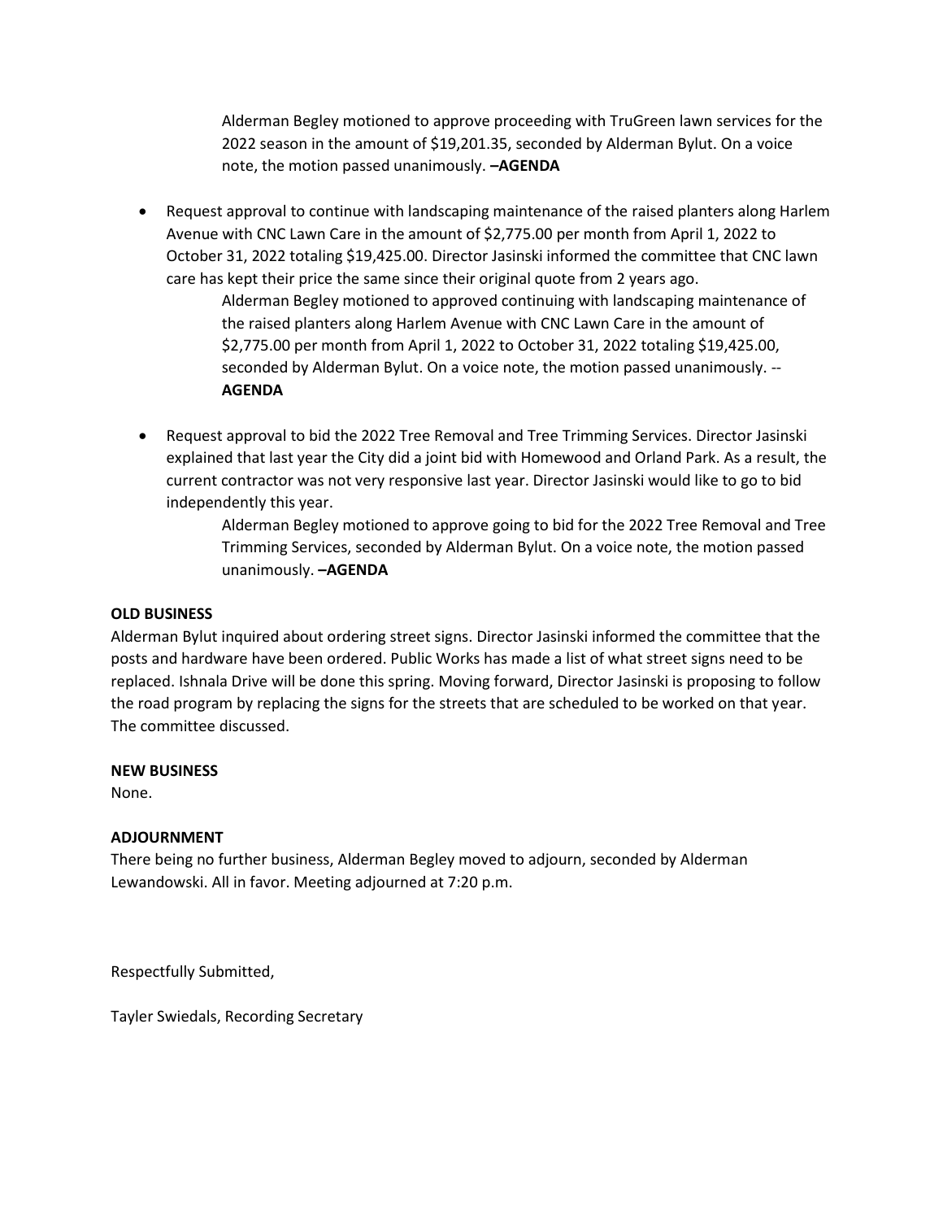Alderman Begley motioned to approve proceeding with TruGreen lawn services for the 2022 season in the amount of $19,201.35, seconded by Alderman Bylut. On a voice note, the motion passed unanimously. **–AGENDA**

- Request approval to continue with landscaping maintenance of the raised planters along Harlem Avenue with CNC Lawn Care in the amount of $2,775.00 per month from April 1, 2022 to October 31, 2022 totaling $19,425.00. Director Jasinski informed the committee that CNC lawn care has kept their price the same since their original quote from 2 years ago.

  Alderman Begley motioned to approved continuing with landscaping maintenance of the raised planters along Harlem Avenue with CNC Lawn Care in the amount of $2,775.00 per month from April 1, 2022 to October 31, 2022 totaling $19,425.00, seconded by Alderman Bylut. On a voice note, the motion passed unanimously. --**AGENDA**

- Request approval to bid the 2022 Tree Removal and Tree Trimming Services. Director Jasinski explained that last year the City did a joint bid with Homewood and Orland Park. As a result, the current contractor was not very responsive last year. Director Jasinski would like to go to bid independently this year.

  Alderman Begley motioned to approve going to bid for the 2022 Tree Removal and Tree Trimming Services, seconded by Alderman Bylut. On a voice note, the motion passed unanimously. **–AGENDA**

**OLD BUSINESS**

Alderman Bylut inquired about ordering street signs. Director Jasinski informed the committee that the posts and hardware have been ordered. Public Works has made a list of what street signs need to be replaced. Ishnala Drive will be done this spring. Moving forward, Director Jasinski is proposing to follow the road program by replacing the signs for the streets that are scheduled to be worked on that year. The committee discussed.

**NEW BUSINESS**

None.

**ADJOURNMENT**

There being no further business, Alderman Begley moved to adjourn, seconded by Alderman Lewandowski. All in favor. Meeting adjourned at 7:20 p.m.

Respectfully Submitted,

Tayler Swiedals, Recording Secretary